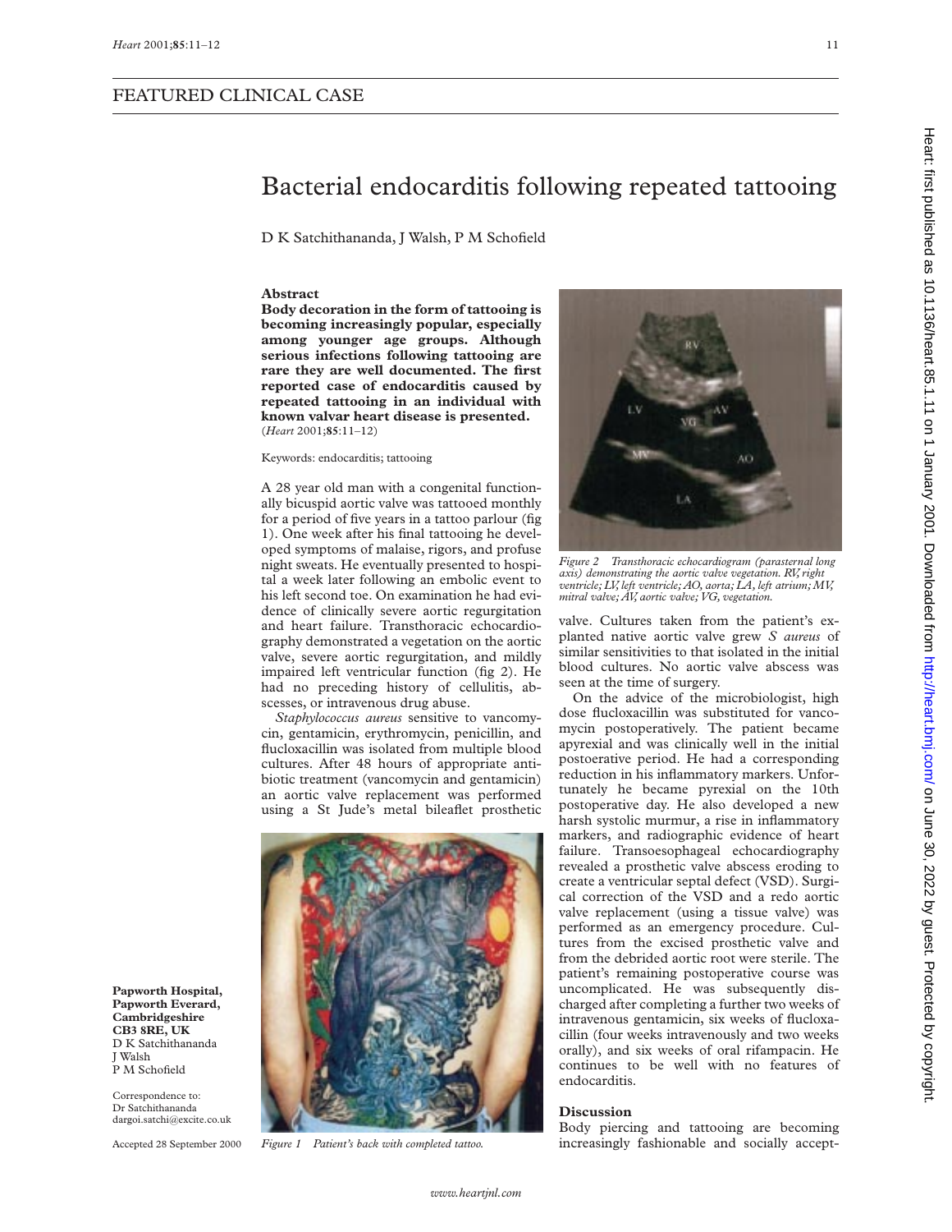FEATURED CLINICAL CASE

# Bacterial endocarditis following repeated tattooing

D K Satchithananda, J Walsh, P M Schofield

## Abstract

**Body decoration in the form of tattooing is becoming increasingly popular, especially among younger age groups. Although serious infections following tattooing are rare they are well documented. The first reported case of endocarditis caused by repeated tattooing in an individual with known valvar heart disease is presented.**
(*Heart* 2001;**85**:11–12)

Keywords: endocarditis; tattooing

A 28 year old man with a congenital functionally bicuspid aortic valve was tattooed monthly for a period of five years in a tattoo parlour (fig 1). One week after his final tattooing he developed symptoms of malaise, rigors, and profuse night sweats. He eventually presented to hospital a week later following an embolic event to his left second toe. On examination he had evidence of clinically severe aortic regurgitation and heart failure. Transthoracic echocardiography demonstrated a vegetation on the aortic valve, severe aortic regurgitation, and mildly impaired left ventricular function (fig 2). He had no preceding history of cellulitis, abscesses, or intravenous drug abuse.

*Staphylococcus aureus* sensitive to vancomycin, gentamicin, erythromycin, penicillin, and flucloxacillin was isolated from multiple blood cultures. After 48 hours of appropriate antibiotic treatment (vancomycin and gentamicin) an aortic valve replacement was performed using a St Jude's metal bileaflet prosthetic valve. Cultures taken from the patient's explanted native aortic valve grew *S aureus* of similar sensitivities to that isolated in the initial blood cultures. No aortic valve abscess was seen at the time of surgery.

*Figure 1 Patient's back with completed tattoo.*

*Figure 2 Transthoracic echocardiogram (parasternal long axis) demonstrating the aortic valve vegetation. RV, right ventricle; LV, left ventricle; AO, aorta; LA, left atrium; MV, mitral valve; AV, aortic valve; VG, vegetation.*

On the advice of the microbiologist, high dose flucloxacillin was substituted for vancomycin postoperatively. The patient became apyrexial and was clinically well in the initial postoerative period. He had a corresponding reduction in his inflammatory markers. Unfortunately he became pyrexial on the 10th postoperative day. He also developed a new harsh systolic murmur, a rise in inflammatory markers, and radiographic evidence of heart failure. Transoesophageal echocardiography revealed a prosthetic valve abscess eroding to create a ventricular septal defect (VSD). Surgical correction of the VSD and a redo aortic valve replacement (using a tissue valve) was performed as an emergency procedure. Cultures from the excised prosthetic valve and from the debrided aortic root were sterile. The patient's remaining postoperative course was uncomplicated. He was subsequently discharged after completing a further two weeks of intravenous gentamicin, six weeks of flucloxacillin (four weeks intravenously and two weeks orally), and six weeks of oral rifampacin. He continues to be well with no features of endocarditis.

## Discussion

Body piercing and tattooing are becoming increasingly fashionable and socially accept-

**Papworth Hospital, Papworth Everard, Cambridgeshire CB3 8RE, UK**
D K Satchithananda
J Walsh
P M Schofield

Correspondence to: Dr Satchithananda
dargoi.satchi@excite.co.uk

Accepted 28 September 2000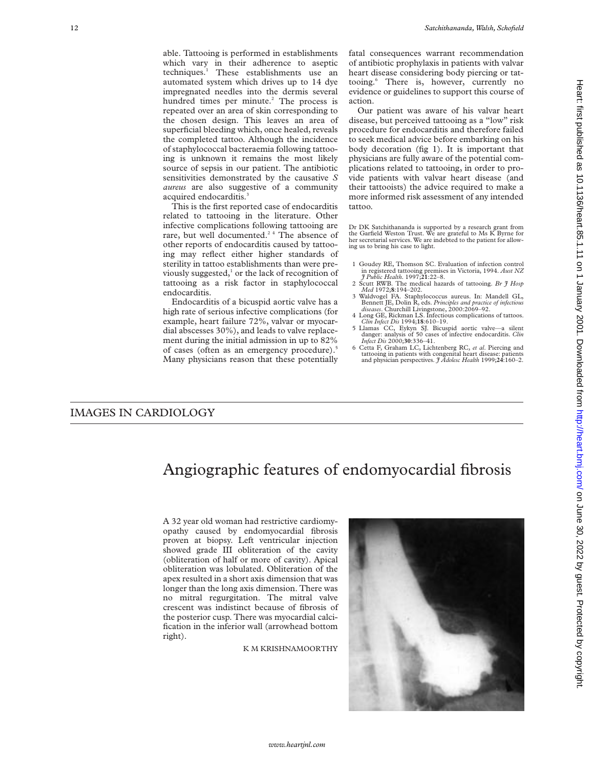able. Tattooing is performed in establishments which vary in their adherence to aseptic techniques.[1] These establishments use an automated system which drives up to 14 dye impregnated needles into the dermis several hundred times per minute.[2] The process is repeated over an area of skin corresponding to the chosen design. This leaves an area of superficial bleeding which, once healed, reveals the completed tattoo. Although the incidence of staphylococcal bacteraemia following tattooing is unknown it remains the most likely source of sepsis in our patient. The antibiotic sensitivities demonstrated by the causative *S aureus* are also suggestive of a community acquired endocarditis.[3]

This is the first reported case of endocarditis related to tattooing in the literature. Other infective complications following tattooing are rare, but well documented.[2,4] The absence of other reports of endocarditis caused by tattooing may reflect either higher standards of sterility in tattoo establishments than were previously suggested,[1] or the lack of recognition of tattooing as a risk factor in staphylococcal endocarditis.

Endocarditis of a bicuspid aortic valve has a high rate of serious infective complications (for example, heart failure 72%, valvar or myocardial abscesses 30%), and leads to valve replacement during the initial admission in up to 82% of cases (often as an emergency procedure).[5] Many physicians reason that these potentially fatal consequences warrant recommendation of antibiotic prophylaxis in patients with valvar heart disease considering body piercing or tattooing.[6] There is, however, currently no evidence or guidelines to support this course of action.

Our patient was aware of his valvar heart disease, but perceived tattooing as a "low" risk procedure for endocarditis and therefore failed to seek medical advice before embarking on his body decoration (fig 1). It is important that physicians are fully aware of the potential complications related to tattooing, in order to provide patients with valvar heart disease (and their tattooists) the advice required to make a more informed risk assessment of any intended tattoo.

Dr DK Satchithananda is supported by a research grant from the Garfield Weston Trust. We are grateful to Ms K Byrne for her secretarial services. We are indebted to the patient for allowing us to bring his case to light.

1 Goudey RE, Thomson SC. Evaluation of infection control in registered tattooing premises in Victoria, 1994. *Aust NZ J Public Health*. 1997;**21**:22–8.
2 Scutt RWB. The medical hazards of tattooing. *Br J Hosp Med* 1972;**8**:194–202.
3 Waldvogel FA. Staphylococcus aureus. In: Mandell GL, Bennett JE, Dolin R, eds. *Principles and practice of infectious diseases*. Churchill Livingstone, 2000:2069–92.
4 Long GE, Rickman LS. Infectious complications of tattoos. *Clin Infect Dis* 1994;**18**:610–19.
5 Llamas CC, Eykyn SJ. Bicuspid aortic valve—a silent danger: analysis of 50 cases of infective endocarditis. *Clin Infect Dis* 2000;**30**:336–41.
6 Cetta F, Graham LC, Lichtenberg RC, *et al*. Piercing and tattooing in patients with congenital heart disease: patients and physician perspectives. *J Adolesc Health* 1999;**24**:160–2.

## IMAGES IN CARDIOLOGY

# Angiographic features of endomyocardial fibrosis

A 32 year old woman had restrictive cardiomyopathy caused by endomyocardial fibrosis proven at biopsy. Left ventricular injection showed grade III obliteration of the cavity (obliteration of half or more of cavity). Apical obliteration was lobulated. Obliteration of the apex resulted in a short axis dimension that was longer than the long axis dimension. There was no mitral regurgitation. The mitral valve crescent was indistinct because of fibrosis of the posterior cusp. There was myocardial calcification in the inferior wall (arrowhead bottom right).

K M KRISHNAMOORTHY